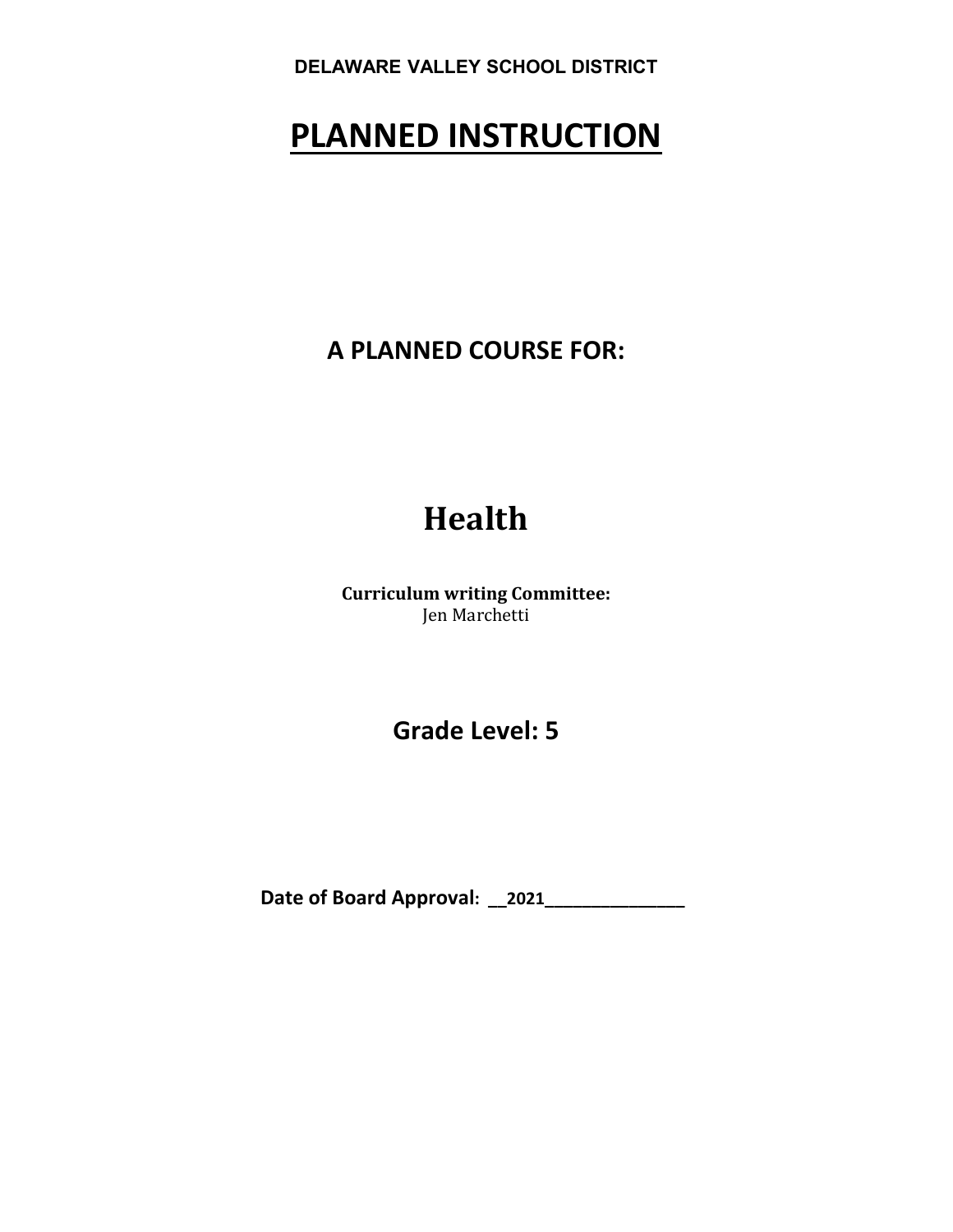**DELAWARE VALLEY SCHOOL DISTRICT**

# PLANNED INSTRUCTION

## A PLANNED COURSE FOR:

# Health

**Curriculum writing Committee:**
Jen Marchetti

## Grade Level: 5

**Date of Board Approval: __2021_______________**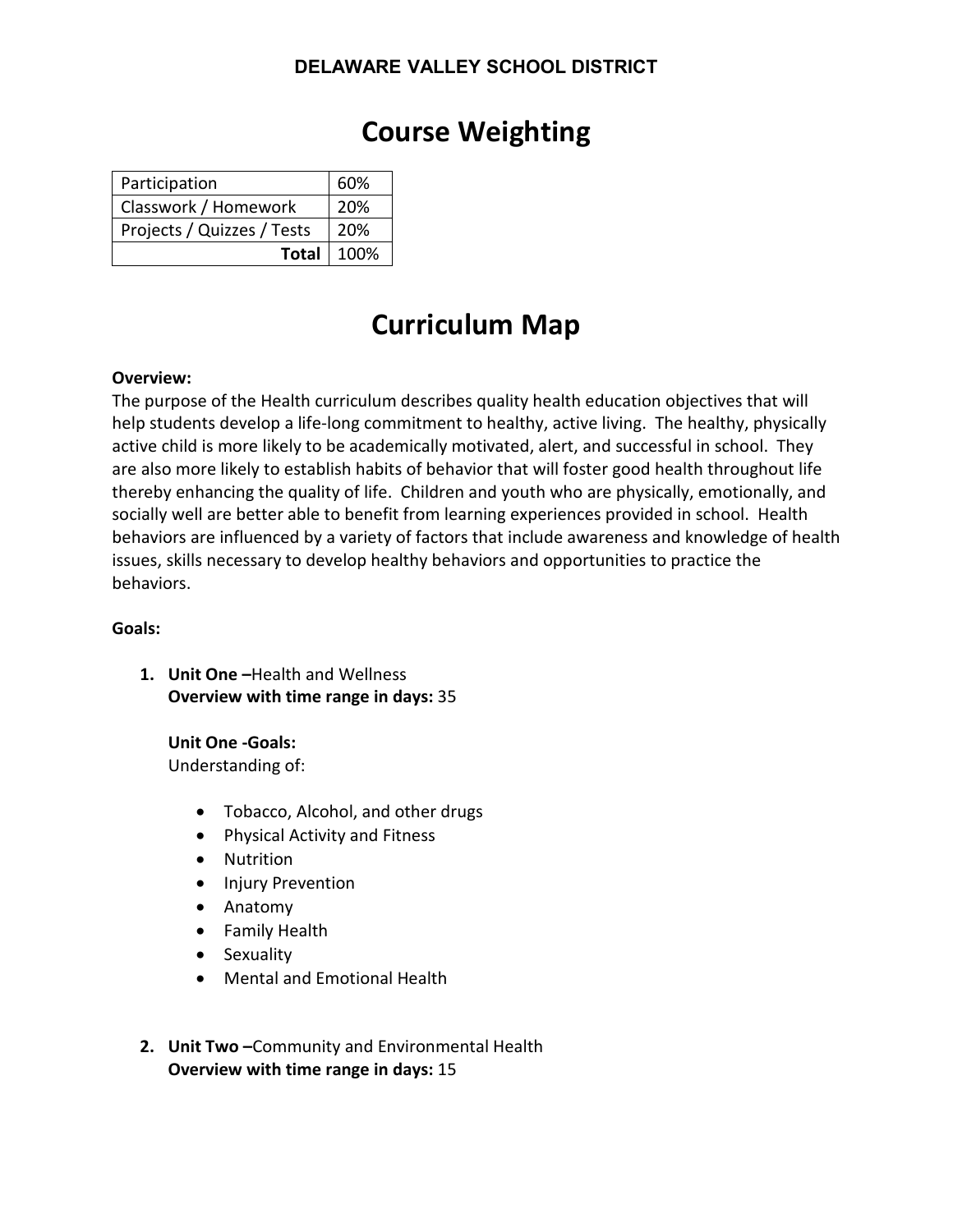**DELAWARE VALLEY SCHOOL DISTRICT**

# Course Weighting

| | |
|---|---|
| Participation | 60% |
| Classwork / Homework | 20% |
| Projects / Quizzes / Tests | 20% |
| **Total** | 100% |

# Curriculum Map

**Overview:**
The purpose of the Health curriculum describes quality health education objectives that will help students develop a life-long commitment to healthy, active living. The healthy, physically active child is more likely to be academically motivated, alert, and successful in school. They are also more likely to establish habits of behavior that will foster good health throughout life thereby enhancing the quality of life. Children and youth who are physically, emotionally, and socially well are better able to benefit from learning experiences provided in school. Health behaviors are influenced by a variety of factors that include awareness and knowledge of health issues, skills necessary to develop healthy behaviors and opportunities to practice the behaviors.

**Goals:**

1. **Unit One –**Health and Wellness
   **Overview with time range in days:** 35

   **Unit One -Goals:**
   Understanding of:

   - Tobacco, Alcohol, and other drugs
   - Physical Activity and Fitness
   - Nutrition
   - Injury Prevention
   - Anatomy
   - Family Health
   - Sexuality
   - Mental and Emotional Health

2. **Unit Two –**Community and Environmental Health
   **Overview with time range in days:** 15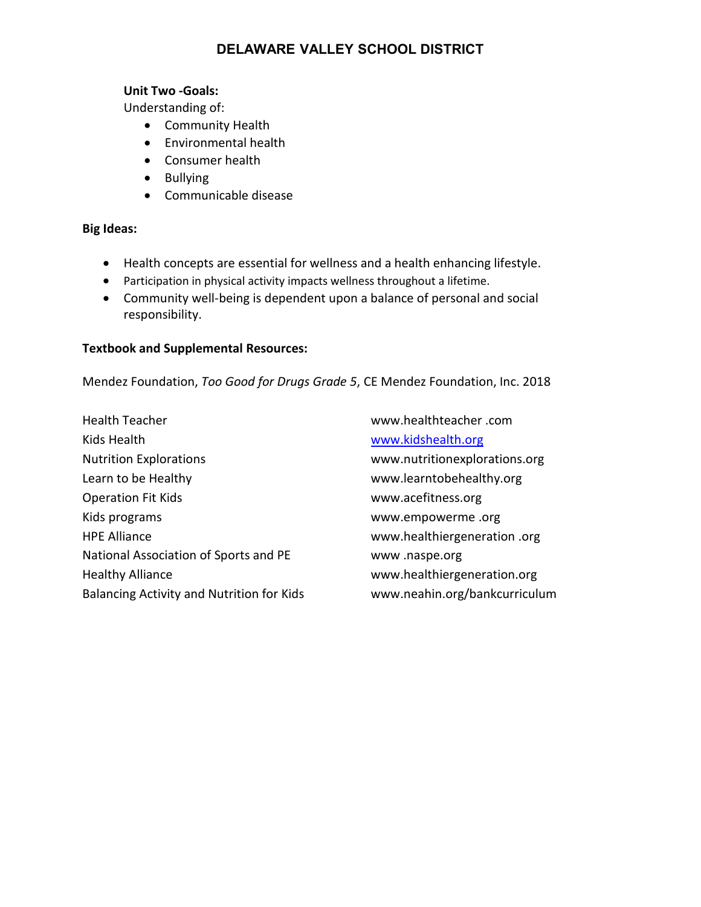**Unit Two -Goals:**

Understanding of:

- Community Health
- Environmental health
- Consumer health
- Bullying
- Communicable disease

**Big Ideas:**

- Health concepts are essential for wellness and a health enhancing lifestyle.
- Participation in physical activity impacts wellness throughout a lifetime.
- Community well-being is dependent upon a balance of personal and social responsibility.

**Textbook and Supplemental Resources:**

Mendez Foundation, *Too Good for Drugs Grade 5*, CE Mendez Foundation, Inc. 2018

| | |
|---|---|
| Health Teacher | www.healthteacher .com |
| Kids Health | www.kidshealth.org |
| Nutrition Explorations | www.nutritionexplorations.org |
| Learn to be Healthy | www.learntobehealthy.org |
| Operation Fit Kids | www.acefitness.org |
| Kids programs | www.empowerme .org |
| HPE Alliance | www.healthiergeneration .org |
| National Association of Sports and PE | www .naspe.org |
| Healthy Alliance | www.healthiergeneration.org |
| Balancing Activity and Nutrition for Kids | www.neahin.org/bankcurriculum |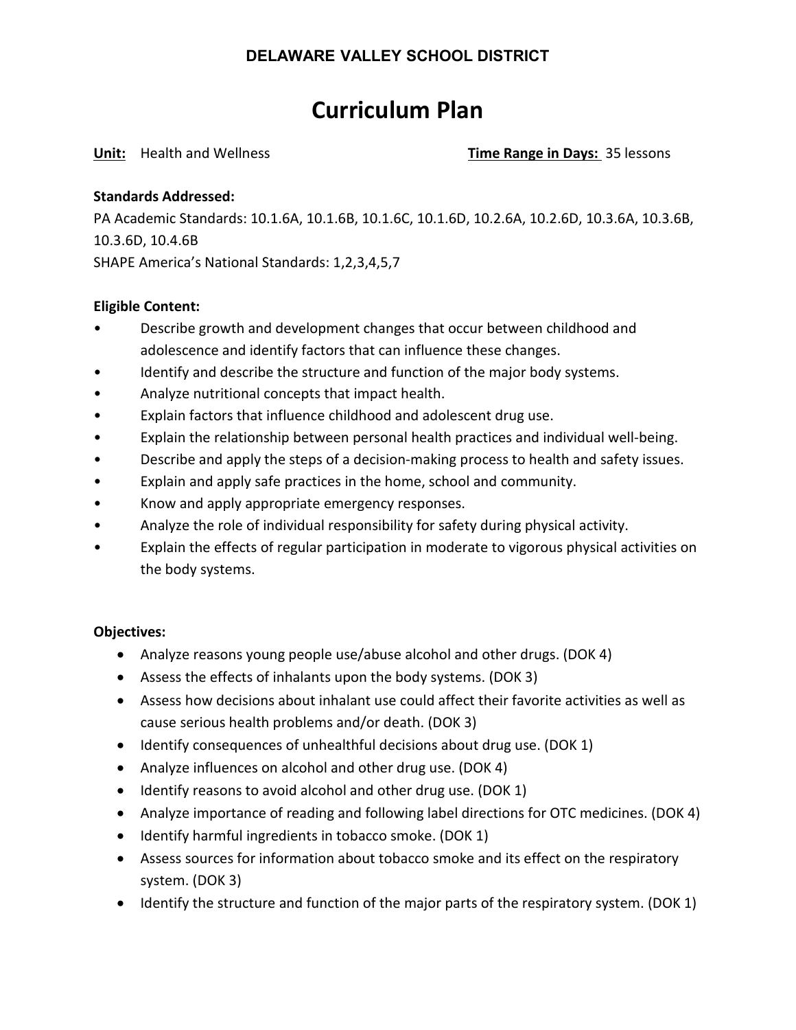**DELAWARE VALLEY SCHOOL DISTRICT**

# Curriculum Plan

**Unit:** Health and Wellness **Time Range in Days:** 35 lessons

**Standards Addressed:**
PA Academic Standards: 10.1.6A, 10.1.6B, 10.1.6C, 10.1.6D, 10.2.6A, 10.2.6D, 10.3.6A, 10.3.6B, 10.3.6D, 10.4.6B
SHAPE America's National Standards: 1,2,3,4,5,7

**Eligible Content:**

- Describe growth and development changes that occur between childhood and adolescence and identify factors that can influence these changes.
- Identify and describe the structure and function of the major body systems.
- Analyze nutritional concepts that impact health.
- Explain factors that influence childhood and adolescent drug use.
- Explain the relationship between personal health practices and individual well-being.
- Describe and apply the steps of a decision-making process to health and safety issues.
- Explain and apply safe practices in the home, school and community.
- Know and apply appropriate emergency responses.
- Analyze the role of individual responsibility for safety during physical activity.
- Explain the effects of regular participation in moderate to vigorous physical activities on the body systems.

**Objectives:**

- Analyze reasons young people use/abuse alcohol and other drugs. (DOK 4)
- Assess the effects of inhalants upon the body systems. (DOK 3)
- Assess how decisions about inhalant use could affect their favorite activities as well as cause serious health problems and/or death. (DOK 3)
- Identify consequences of unhealthful decisions about drug use. (DOK 1)
- Analyze influences on alcohol and other drug use. (DOK 4)
- Identify reasons to avoid alcohol and other drug use. (DOK 1)
- Analyze importance of reading and following label directions for OTC medicines. (DOK 4)
- Identify harmful ingredients in tobacco smoke. (DOK 1)
- Assess sources for information about tobacco smoke and its effect on the respiratory system. (DOK 3)
- Identify the structure and function of the major parts of the respiratory system. (DOK 1)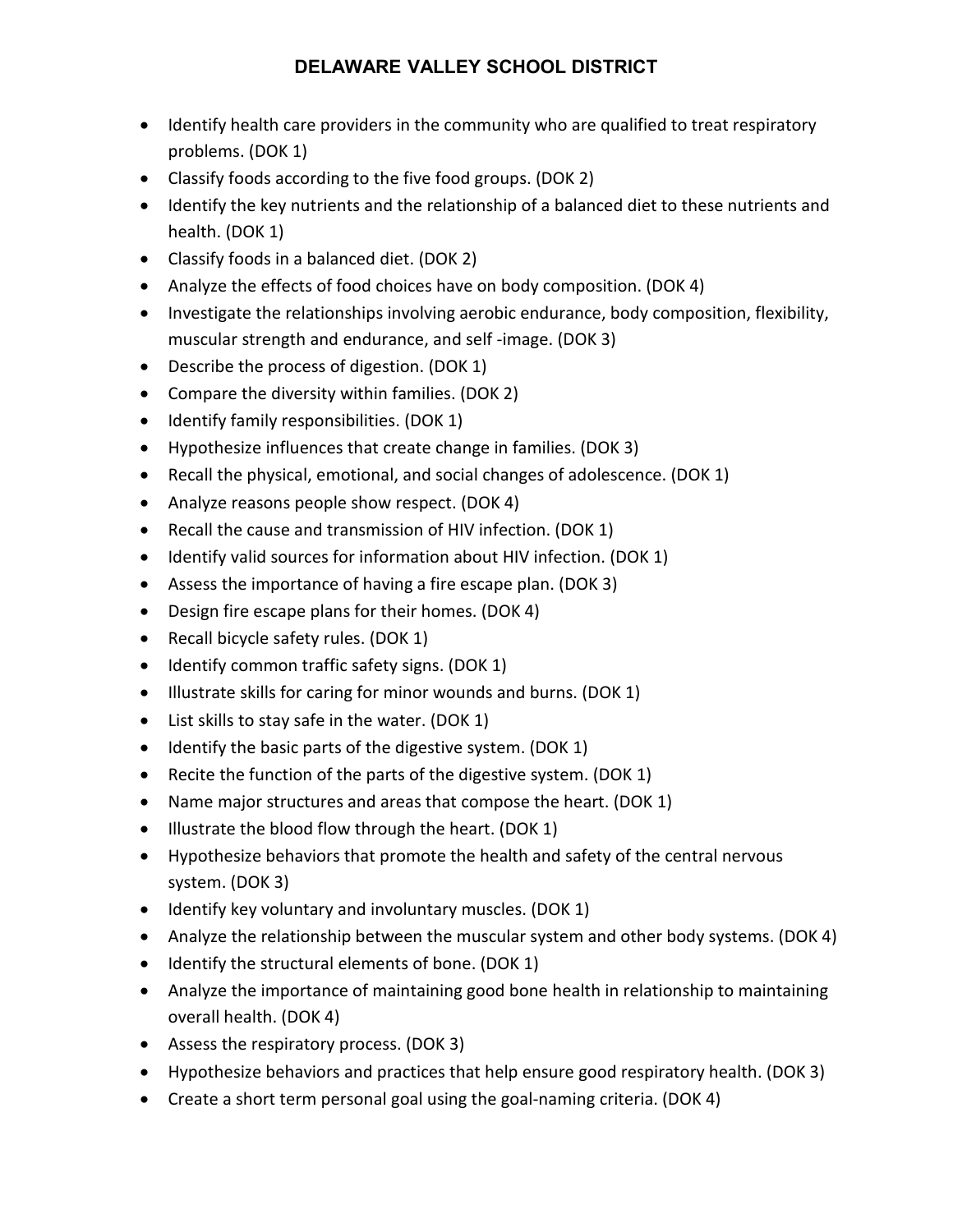- Identify health care providers in the community who are qualified to treat respiratory problems. (DOK 1)
- Classify foods according to the five food groups. (DOK 2)
- Identify the key nutrients and the relationship of a balanced diet to these nutrients and health. (DOK 1)
- Classify foods in a balanced diet. (DOK 2)
- Analyze the effects of food choices have on body composition. (DOK 4)
- Investigate the relationships involving aerobic endurance, body composition, flexibility, muscular strength and endurance, and self -image. (DOK 3)
- Describe the process of digestion. (DOK 1)
- Compare the diversity within families. (DOK 2)
- Identify family responsibilities. (DOK 1)
- Hypothesize influences that create change in families. (DOK 3)
- Recall the physical, emotional, and social changes of adolescence. (DOK 1)
- Analyze reasons people show respect. (DOK 4)
- Recall the cause and transmission of HIV infection. (DOK 1)
- Identify valid sources for information about HIV infection. (DOK 1)
- Assess the importance of having a fire escape plan. (DOK 3)
- Design fire escape plans for their homes. (DOK 4)
- Recall bicycle safety rules. (DOK 1)
- Identify common traffic safety signs. (DOK 1)
- Illustrate skills for caring for minor wounds and burns. (DOK 1)
- List skills to stay safe in the water. (DOK 1)
- Identify the basic parts of the digestive system. (DOK 1)
- Recite the function of the parts of the digestive system. (DOK 1)
- Name major structures and areas that compose the heart. (DOK 1)
- Illustrate the blood flow through the heart. (DOK 1)
- Hypothesize behaviors that promote the health and safety of the central nervous system. (DOK 3)
- Identify key voluntary and involuntary muscles. (DOK 1)
- Analyze the relationship between the muscular system and other body systems. (DOK 4)
- Identify the structural elements of bone. (DOK 1)
- Analyze the importance of maintaining good bone health in relationship to maintaining overall health. (DOK 4)
- Assess the respiratory process. (DOK 3)
- Hypothesize behaviors and practices that help ensure good respiratory health. (DOK 3)
- Create a short term personal goal using the goal-naming criteria. (DOK 4)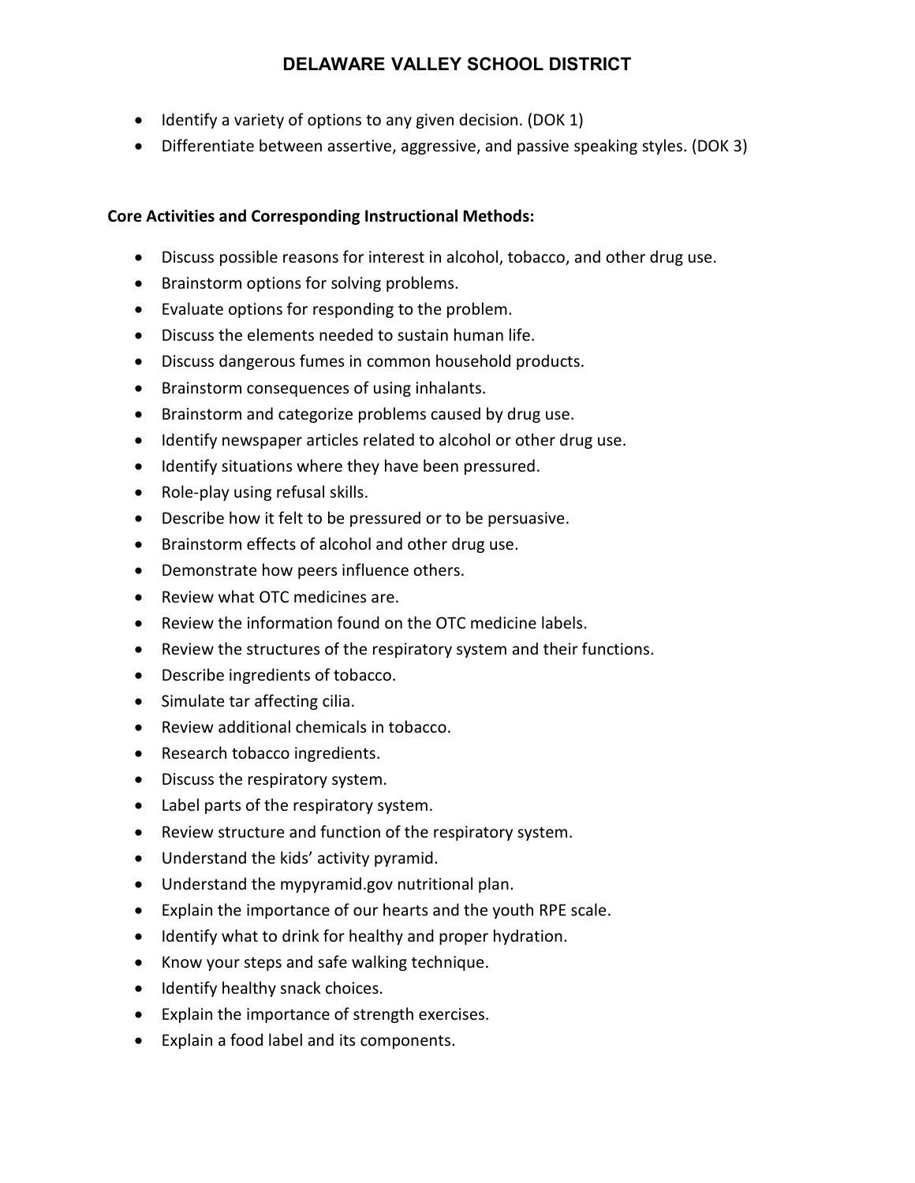- Identify a variety of options to any given decision. (DOK 1)
- Differentiate between assertive, aggressive, and passive speaking styles. (DOK 3)

**Core Activities and Corresponding Instructional Methods:**

- Discuss possible reasons for interest in alcohol, tobacco, and other drug use.
- Brainstorm options for solving problems.
- Evaluate options for responding to the problem.
- Discuss the elements needed to sustain human life.
- Discuss dangerous fumes in common household products.
- Brainstorm consequences of using inhalants.
- Brainstorm and categorize problems caused by drug use.
- Identify newspaper articles related to alcohol or other drug use.
- Identify situations where they have been pressured.
- Role-play using refusal skills.
- Describe how it felt to be pressured or to be persuasive.
- Brainstorm effects of alcohol and other drug use.
- Demonstrate how peers influence others.
- Review what OTC medicines are.
- Review the information found on the OTC medicine labels.
- Review the structures of the respiratory system and their functions.
- Describe ingredients of tobacco.
- Simulate tar affecting cilia.
- Review additional chemicals in tobacco.
- Research tobacco ingredients.
- Discuss the respiratory system.
- Label parts of the respiratory system.
- Review structure and function of the respiratory system.
- Understand the kids' activity pyramid.
- Understand the mypyramid.gov nutritional plan.
- Explain the importance of our hearts and the youth RPE scale.
- Identify what to drink for healthy and proper hydration.
- Know your steps and safe walking technique.
- Identify healthy snack choices.
- Explain the importance of strength exercises.
- Explain a food label and its components.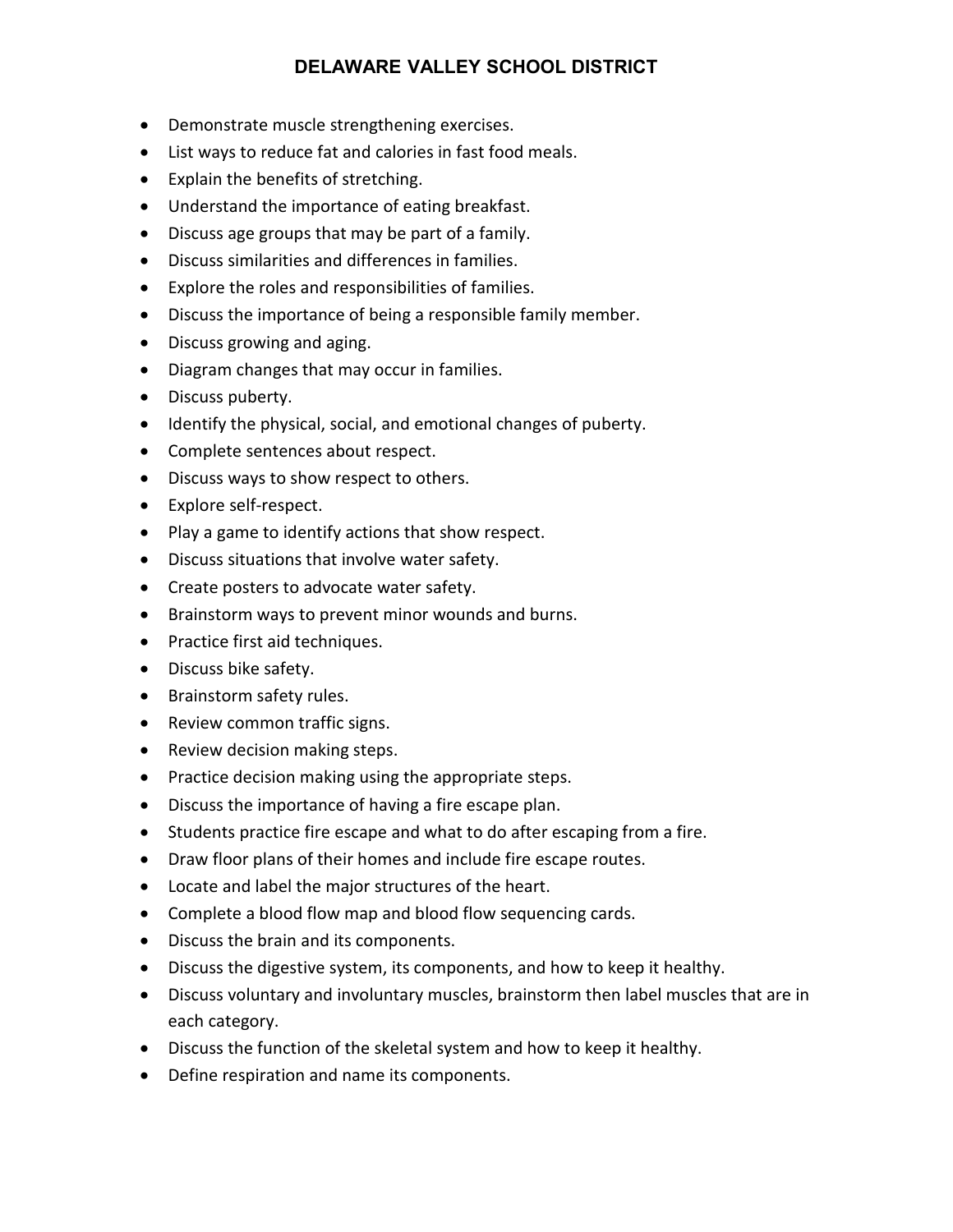- Demonstrate muscle strengthening exercises.
- List ways to reduce fat and calories in fast food meals.
- Explain the benefits of stretching.
- Understand the importance of eating breakfast.
- Discuss age groups that may be part of a family.
- Discuss similarities and differences in families.
- Explore the roles and responsibilities of families.
- Discuss the importance of being a responsible family member.
- Discuss growing and aging.
- Diagram changes that may occur in families.
- Discuss puberty.
- Identify the physical, social, and emotional changes of puberty.
- Complete sentences about respect.
- Discuss ways to show respect to others.
- Explore self-respect.
- Play a game to identify actions that show respect.
- Discuss situations that involve water safety.
- Create posters to advocate water safety.
- Brainstorm ways to prevent minor wounds and burns.
- Practice first aid techniques.
- Discuss bike safety.
- Brainstorm safety rules.
- Review common traffic signs.
- Review decision making steps.
- Practice decision making using the appropriate steps.
- Discuss the importance of having a fire escape plan.
- Students practice fire escape and what to do after escaping from a fire.
- Draw floor plans of their homes and include fire escape routes.
- Locate and label the major structures of the heart.
- Complete a blood flow map and blood flow sequencing cards.
- Discuss the brain and its components.
- Discuss the digestive system, its components, and how to keep it healthy.
- Discuss voluntary and involuntary muscles, brainstorm then label muscles that are in each category.
- Discuss the function of the skeletal system and how to keep it healthy.
- Define respiration and name its components.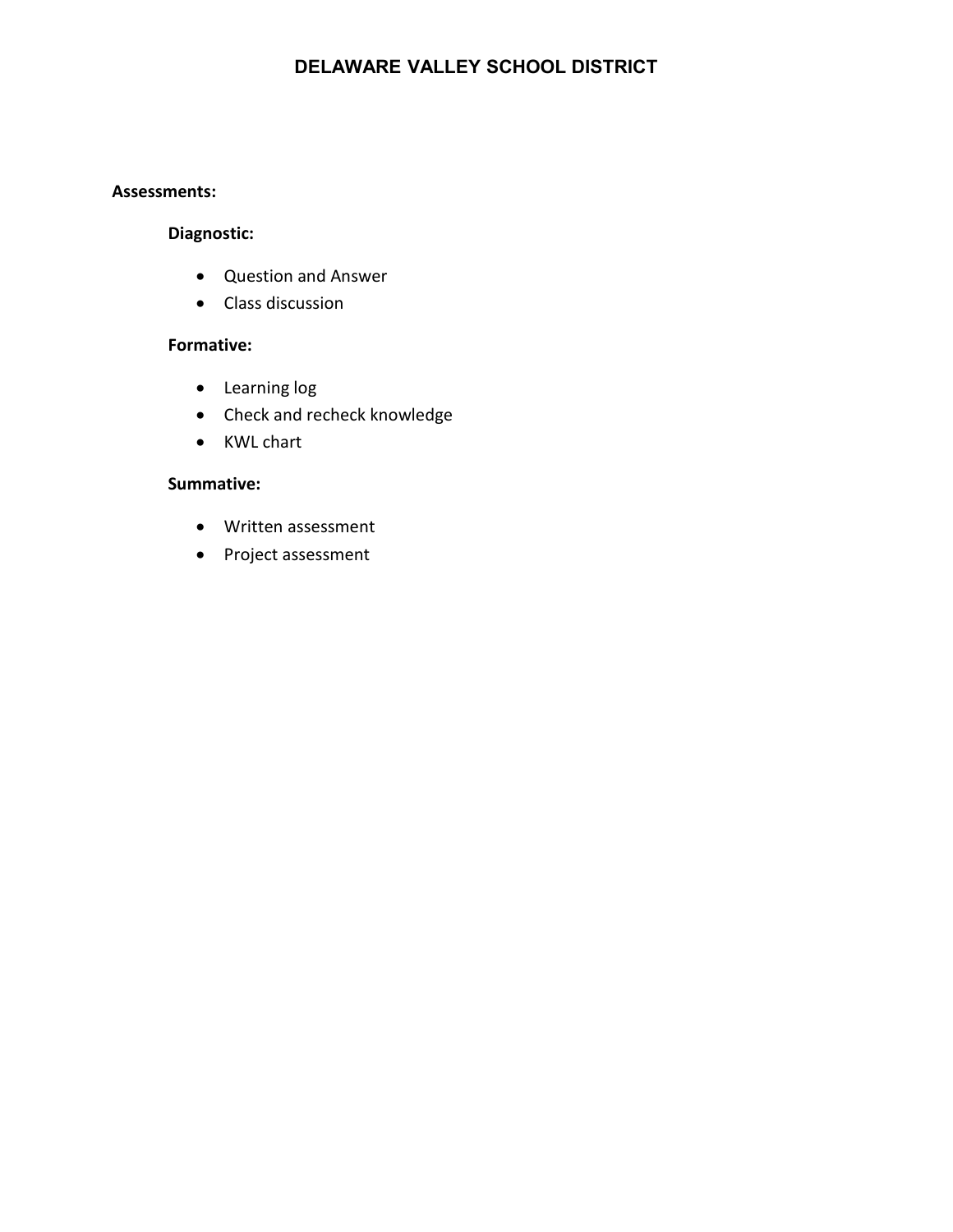**Assessments:**

**Diagnostic:**

- Question and Answer
- Class discussion

**Formative:**

- Learning log
- Check and recheck knowledge
- KWL chart

**Summative:**

- Written assessment
- Project assessment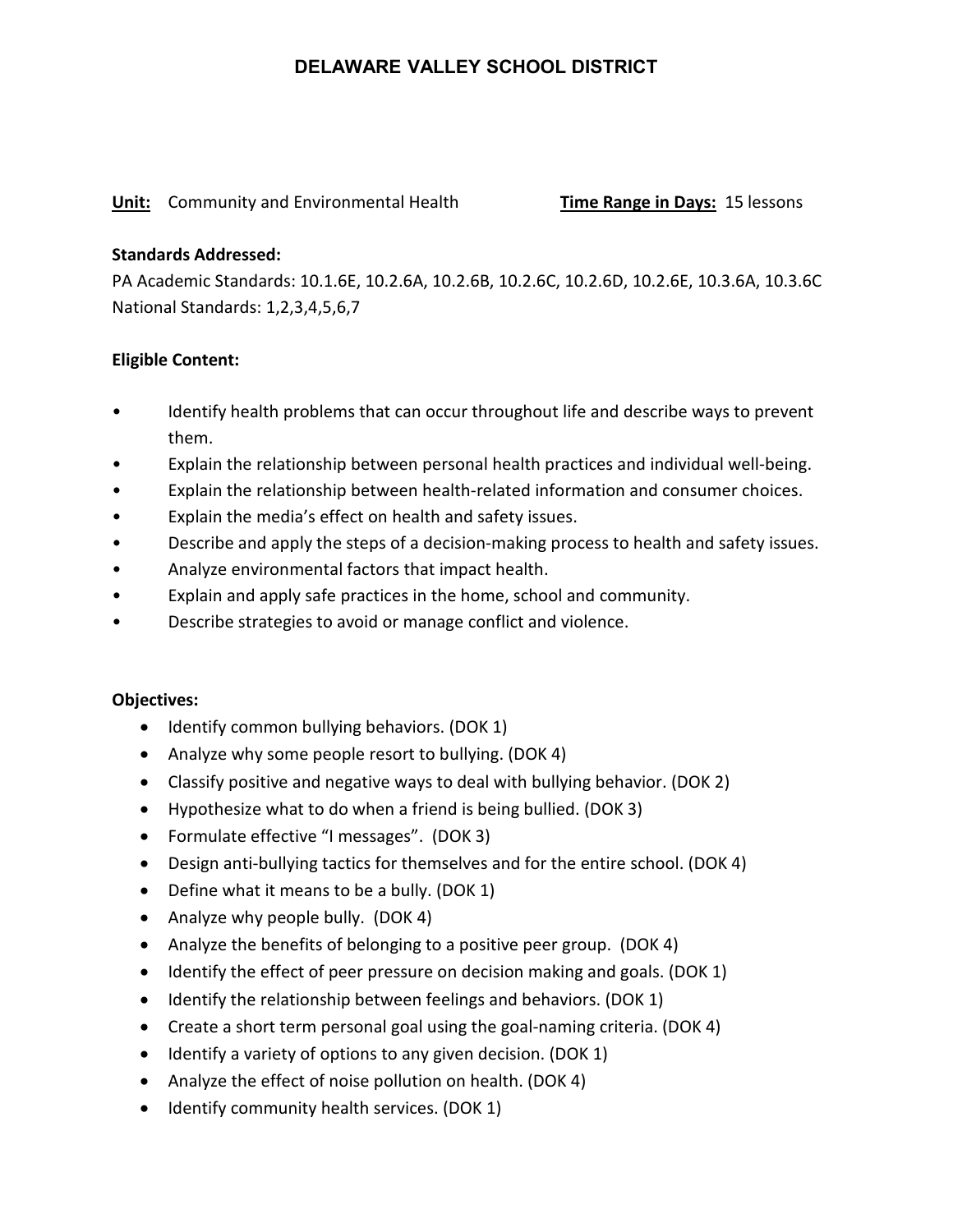# DELAWARE VALLEY SCHOOL DISTRICT

**Unit:** Community and Environmental Health **Time Range in Days:** 15 lessons

**Standards Addressed:**
PA Academic Standards: 10.1.6E, 10.2.6A, 10.2.6B, 10.2.6C, 10.2.6D, 10.2.6E, 10.3.6A, 10.3.6C
National Standards: 1,2,3,4,5,6,7

**Eligible Content:**

- Identify health problems that can occur throughout life and describe ways to prevent them.
- Explain the relationship between personal health practices and individual well-being.
- Explain the relationship between health-related information and consumer choices.
- Explain the media's effect on health and safety issues.
- Describe and apply the steps of a decision-making process to health and safety issues.
- Analyze environmental factors that impact health.
- Explain and apply safe practices in the home, school and community.
- Describe strategies to avoid or manage conflict and violence.

**Objectives:**

- Identify common bullying behaviors. (DOK 1)
- Analyze why some people resort to bullying. (DOK 4)
- Classify positive and negative ways to deal with bullying behavior. (DOK 2)
- Hypothesize what to do when a friend is being bullied. (DOK 3)
- Formulate effective "I messages". (DOK 3)
- Design anti-bullying tactics for themselves and for the entire school. (DOK 4)
- Define what it means to be a bully. (DOK 1)
- Analyze why people bully. (DOK 4)
- Analyze the benefits of belonging to a positive peer group. (DOK 4)
- Identify the effect of peer pressure on decision making and goals. (DOK 1)
- Identify the relationship between feelings and behaviors. (DOK 1)
- Create a short term personal goal using the goal-naming criteria. (DOK 4)
- Identify a variety of options to any given decision. (DOK 1)
- Analyze the effect of noise pollution on health. (DOK 4)
- Identify community health services. (DOK 1)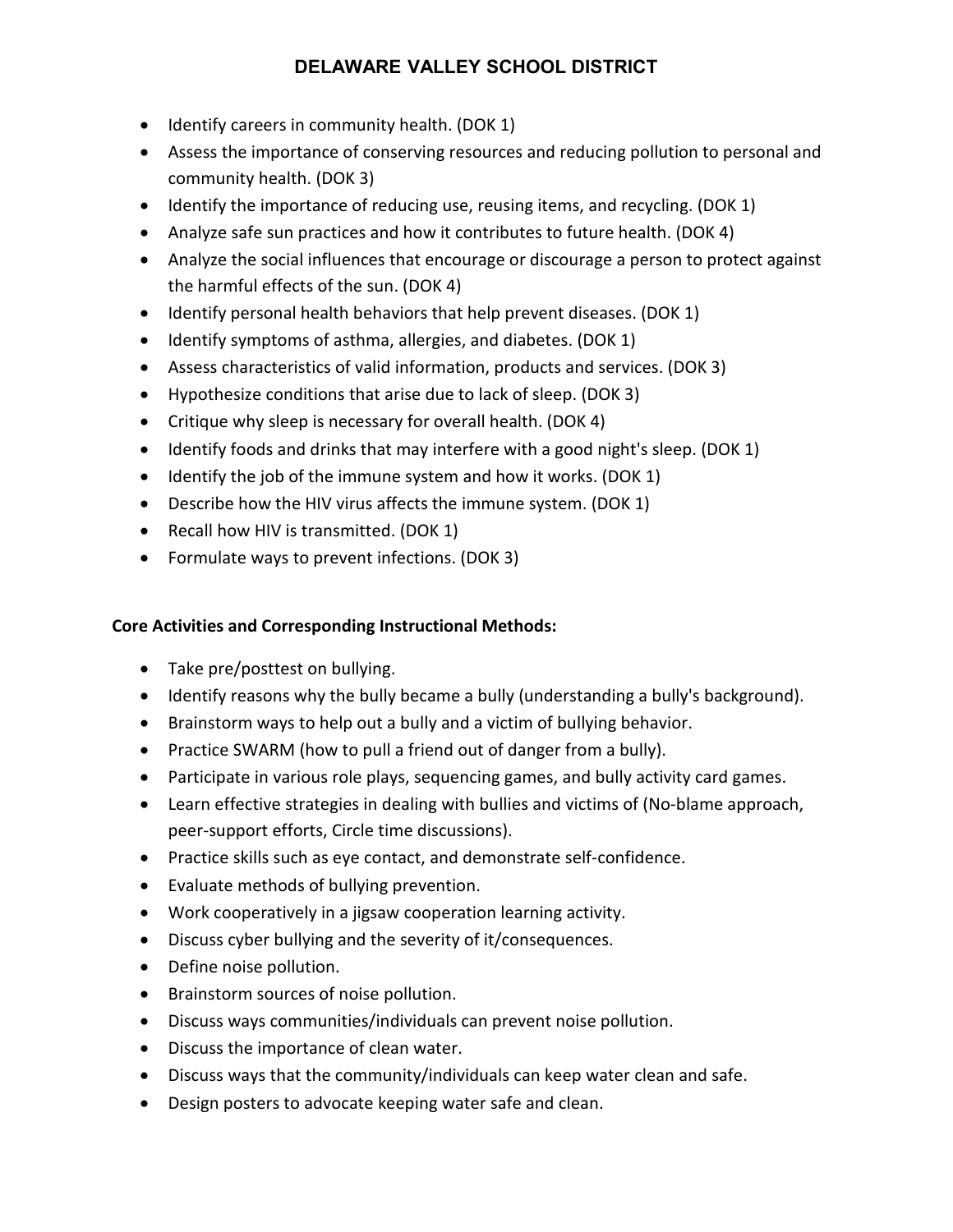- Identify careers in community health. (DOK 1)
- Assess the importance of conserving resources and reducing pollution to personal and community health. (DOK 3)
- Identify the importance of reducing use, reusing items, and recycling. (DOK 1)
- Analyze safe sun practices and how it contributes to future health. (DOK 4)
- Analyze the social influences that encourage or discourage a person to protect against the harmful effects of the sun. (DOK 4)
- Identify personal health behaviors that help prevent diseases. (DOK 1)
- Identify symptoms of asthma, allergies, and diabetes. (DOK 1)
- Assess characteristics of valid information, products and services. (DOK 3)
- Hypothesize conditions that arise due to lack of sleep. (DOK 3)
- Critique why sleep is necessary for overall health. (DOK 4)
- Identify foods and drinks that may interfere with a good night's sleep. (DOK 1)
- Identify the job of the immune system and how it works. (DOK 1)
- Describe how the HIV virus affects the immune system. (DOK 1)
- Recall how HIV is transmitted. (DOK 1)
- Formulate ways to prevent infections. (DOK 3)

**Core Activities and Corresponding Instructional Methods:**

- Take pre/posttest on bullying.
- Identify reasons why the bully became a bully (understanding a bully's background).
- Brainstorm ways to help out a bully and a victim of bullying behavior.
- Practice SWARM (how to pull a friend out of danger from a bully).
- Participate in various role plays, sequencing games, and bully activity card games.
- Learn effective strategies in dealing with bullies and victims of (No-blame approach, peer-support efforts, Circle time discussions).
- Practice skills such as eye contact, and demonstrate self-confidence.
- Evaluate methods of bullying prevention.
- Work cooperatively in a jigsaw cooperation learning activity.
- Discuss cyber bullying and the severity of it/consequences.
- Define noise pollution.
- Brainstorm sources of noise pollution.
- Discuss ways communities/individuals can prevent noise pollution.
- Discuss the importance of clean water.
- Discuss ways that the community/individuals can keep water clean and safe.
- Design posters to advocate keeping water safe and clean.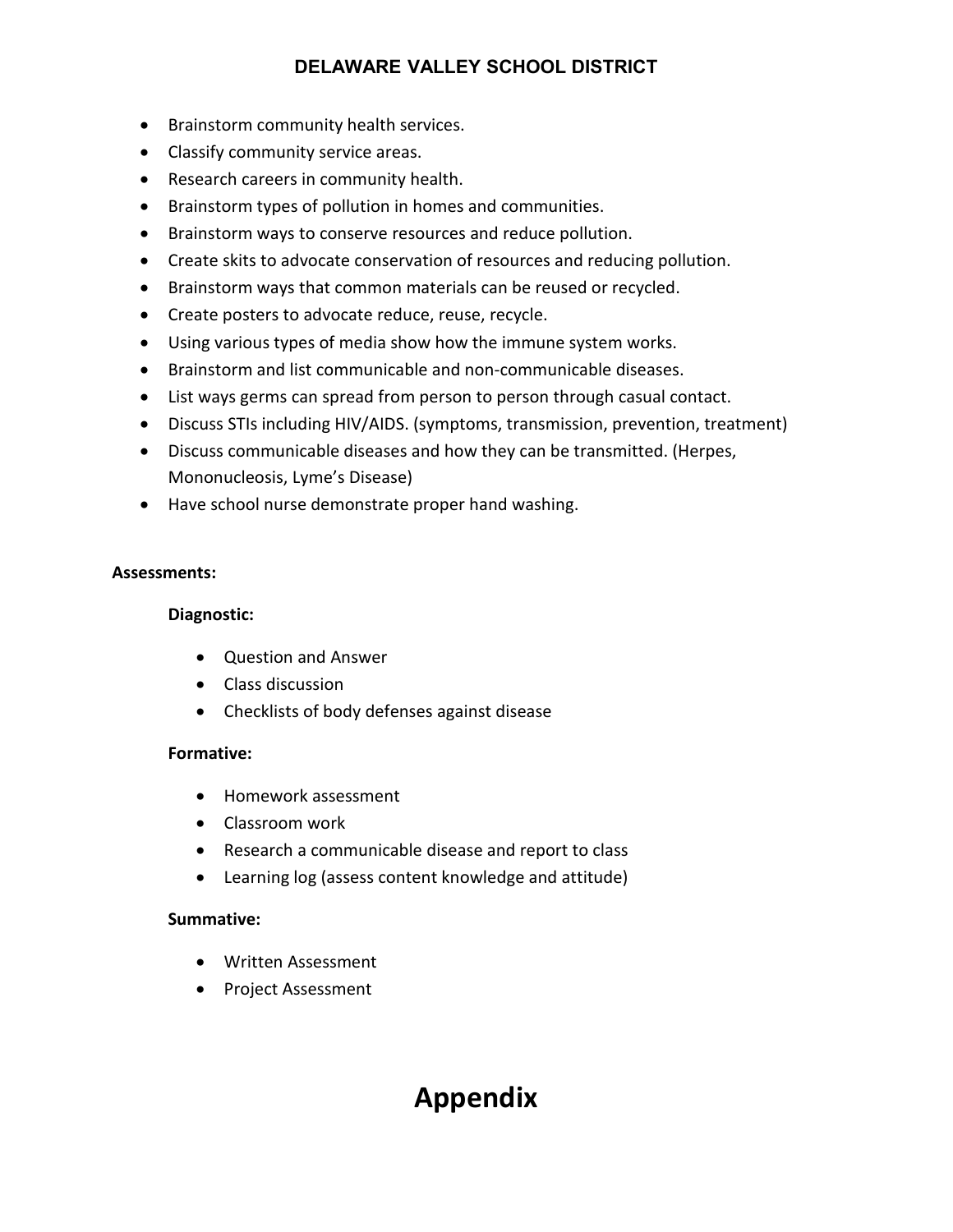- Brainstorm community health services.
- Classify community service areas.
- Research careers in community health.
- Brainstorm types of pollution in homes and communities.
- Brainstorm ways to conserve resources and reduce pollution.
- Create skits to advocate conservation of resources and reducing pollution.
- Brainstorm ways that common materials can be reused or recycled.
- Create posters to advocate reduce, reuse, recycle.
- Using various types of media show how the immune system works.
- Brainstorm and list communicable and non-communicable diseases.
- List ways germs can spread from person to person through casual contact.
- Discuss STIs including HIV/AIDS. (symptoms, transmission, prevention, treatment)
- Discuss communicable diseases and how they can be transmitted. (Herpes, Mononucleosis, Lyme's Disease)
- Have school nurse demonstrate proper hand washing.

**Assessments:**

**Diagnostic:**

- Question and Answer
- Class discussion
- Checklists of body defenses against disease

**Formative:**

- Homework assessment
- Classroom work
- Research a communicable disease and report to class
- Learning log (assess content knowledge and attitude)

**Summative:**

- Written Assessment
- Project Assessment

# Appendix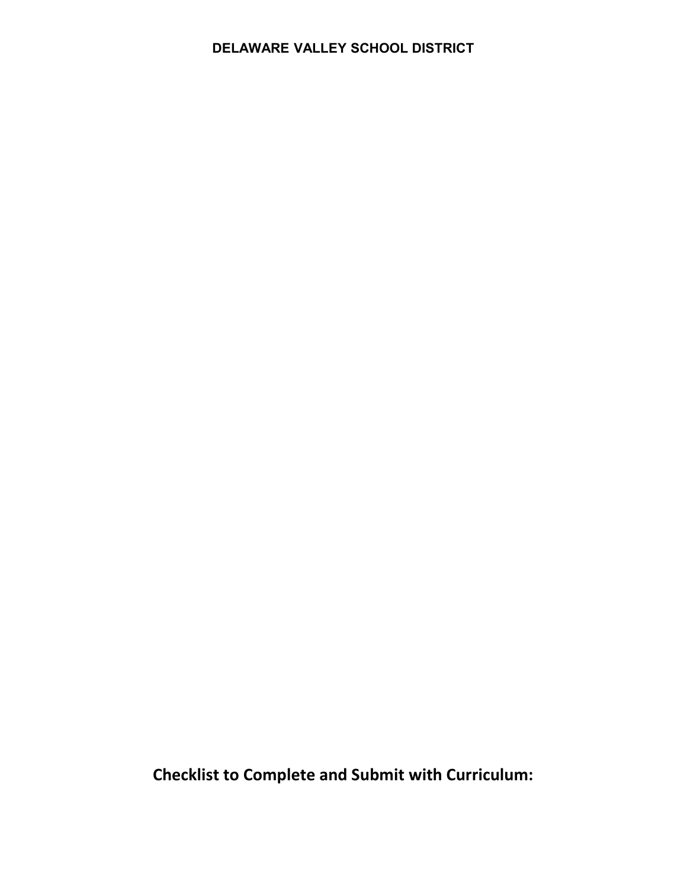## Checklist to Complete and Submit with Curriculum: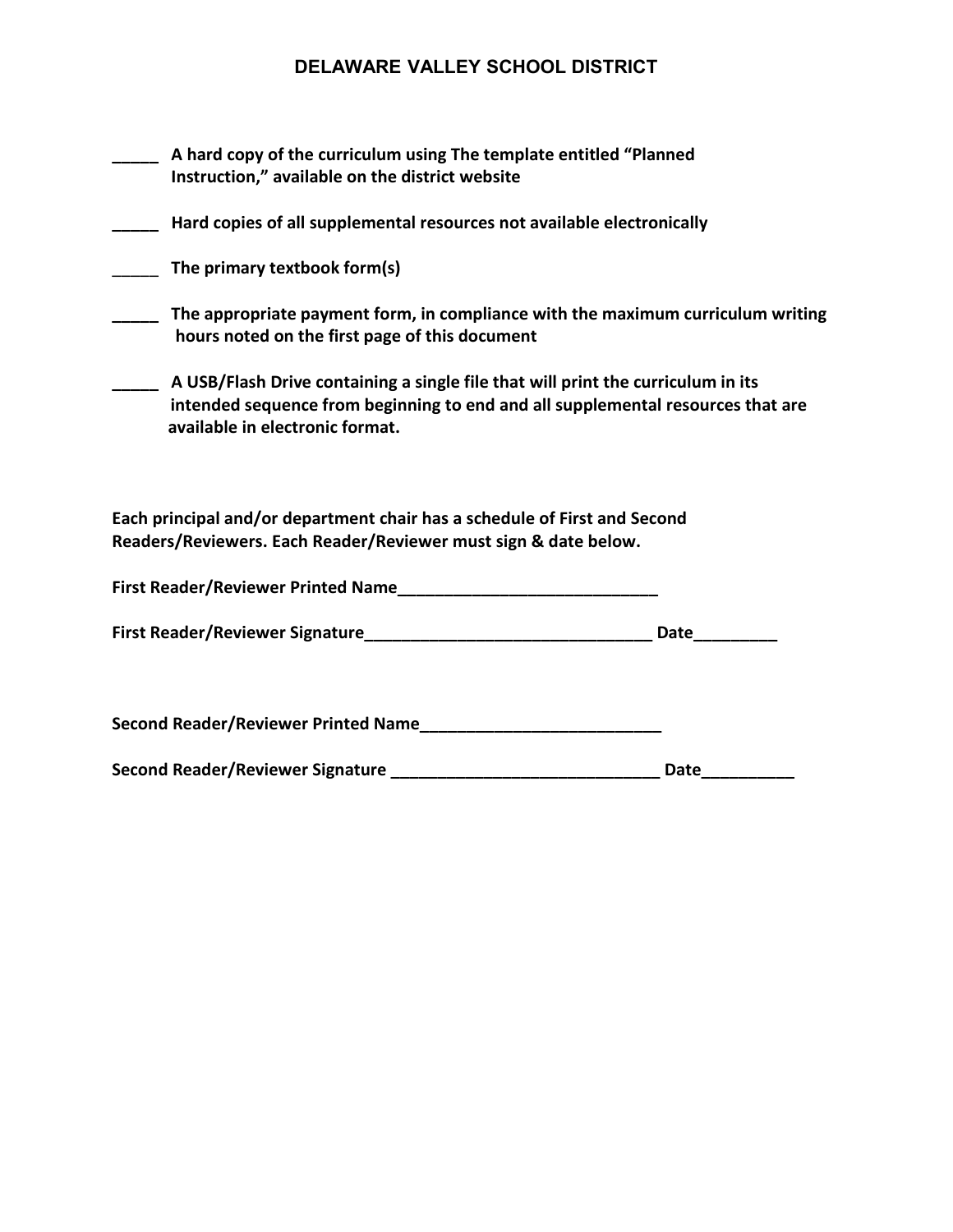# DELAWARE VALLEY SCHOOL DISTRICT

_____ **A hard copy of the curriculum using The template entitled "Planned Instruction," available on the district website**

_____ **Hard copies of all supplemental resources not available electronically**

_____ **The primary textbook form(s)**

_____ **The appropriate payment form, in compliance with the maximum curriculum writing hours noted on the first page of this document**

_____ **A USB/Flash Drive containing a single file that will print the curriculum in its intended sequence from beginning to end and all supplemental resources that are available in electronic format.**

**Each principal and/or department chair has a schedule of First and Second Readers/Reviewers. Each Reader/Reviewer must sign & date below.**

**First Reader/Reviewer Printed Name_____________________________**

**First Reader/Reviewer Signature________________________________ Date_________**

**Second Reader/Reviewer Printed Name___________________________**

**Second Reader/Reviewer Signature ______________________________ Date__________**